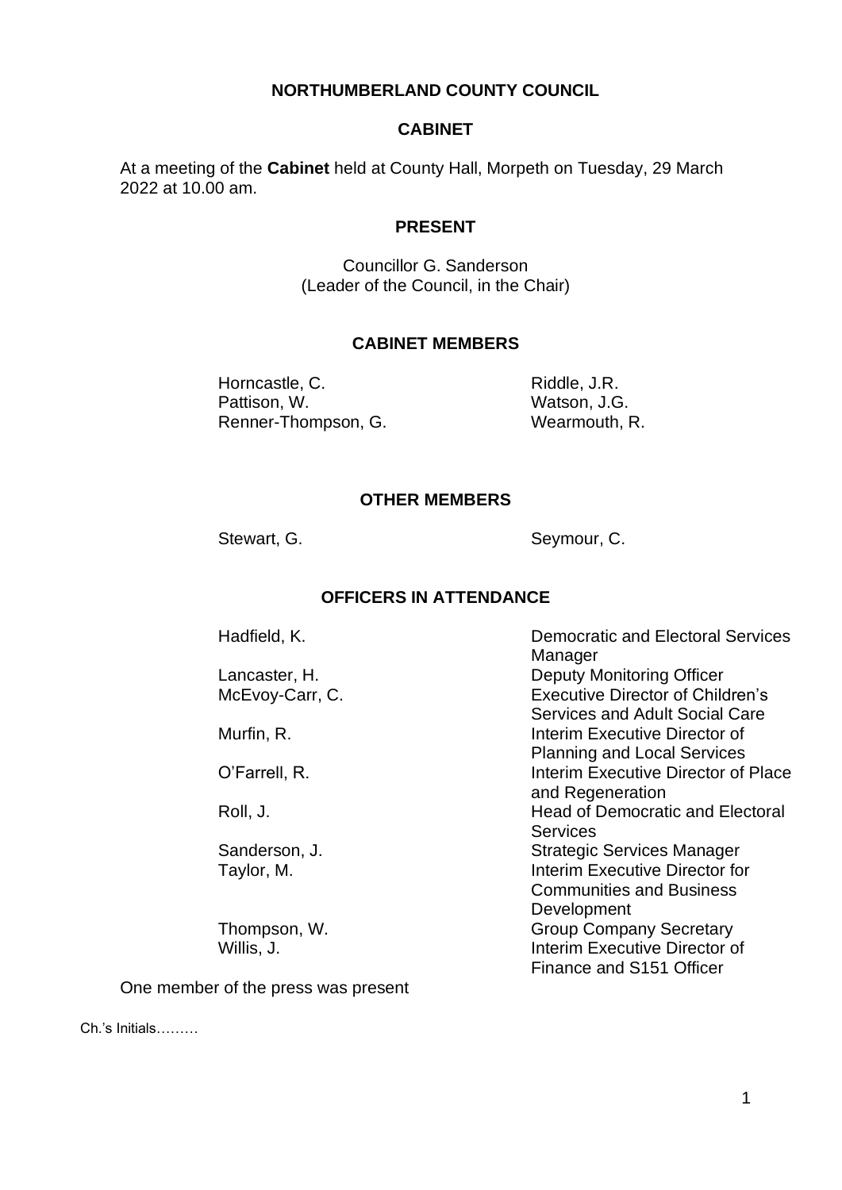# NORTHUMBERLAND COUNTY COUNCIL

## CABINET

At a meeting of the **Cabinet** held at County Hall, Morpeth on Tuesday, 29 March 2022 at 10.00 am.

### PRESENT

Councillor G. Sanderson
(Leader of the Council, in the Chair)

### CABINET MEMBERS

| | |
|---|---|
| Horncastle, C. | Riddle, J.R. |
| Pattison, W. | Watson, J.G. |
| Renner-Thompson, G. | Wearmouth, R. |

### OTHER MEMBERS

| | |
|---|---|
| Stewart, G. | Seymour, C. |

### OFFICERS IN ATTENDANCE

| | |
|---|---|
| Hadfield, K. | Democratic and Electoral Services Manager |
| Lancaster, H. | Deputy Monitoring Officer |
| McEvoy-Carr, C. | Executive Director of Children's Services and Adult Social Care |
| Murfin, R. | Interim Executive Director of Planning and Local Services |
| O'Farrell, R. | Interim Executive Director of Place and Regeneration |
| Roll, J. | Head of Democratic and Electoral Services |
| Sanderson, J. | Strategic Services Manager |
| Taylor, M. | Interim Executive Director for Communities and Business Development |
| Thompson, W. | Group Company Secretary |
| Willis, J. | Interim Executive Director of Finance and S151 Officer |

One member of the press was present

Ch.'s Initials………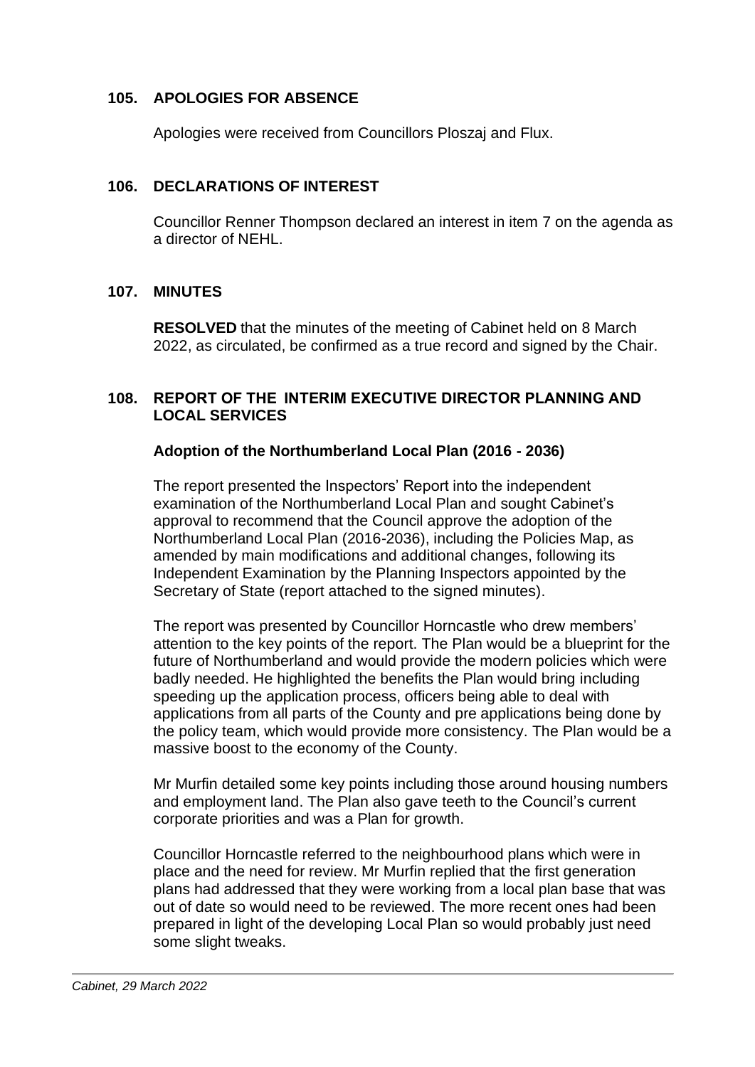## 105. APOLOGIES FOR ABSENCE

Apologies were received from Councillors Ploszaj and Flux.

## 106. DECLARATIONS OF INTEREST

Councillor Renner Thompson declared an interest in item 7 on the agenda as a director of NEHL.

## 107. MINUTES

**RESOLVED** that the minutes of the meeting of Cabinet held on 8 March 2022, as circulated, be confirmed as a true record and signed by the Chair.

## 108. REPORT OF THE INTERIM EXECUTIVE DIRECTOR PLANNING AND LOCAL SERVICES

### Adoption of the Northumberland Local Plan (2016 - 2036)

The report presented the Inspectors' Report into the independent examination of the Northumberland Local Plan and sought Cabinet's approval to recommend that the Council approve the adoption of the Northumberland Local Plan (2016-2036), including the Policies Map, as amended by main modifications and additional changes, following its Independent Examination by the Planning Inspectors appointed by the Secretary of State (report attached to the signed minutes).

The report was presented by Councillor Horncastle who drew members' attention to the key points of the report. The Plan would be a blueprint for the future of Northumberland and would provide the modern policies which were badly needed. He highlighted the benefits the Plan would bring including speeding up the application process, officers being able to deal with applications from all parts of the County and pre applications being done by the policy team, which would provide more consistency. The Plan would be a massive boost to the economy of the County.

Mr Murfin detailed some key points including those around housing numbers and employment land. The Plan also gave teeth to the Council's current corporate priorities and was a Plan for growth.

Councillor Horncastle referred to the neighbourhood plans which were in place and the need for review. Mr Murfin replied that the first generation plans had addressed that they were working from a local plan base that was out of date so would need to be reviewed. The more recent ones had been prepared in light of the developing Local Plan so would probably just need some slight tweaks.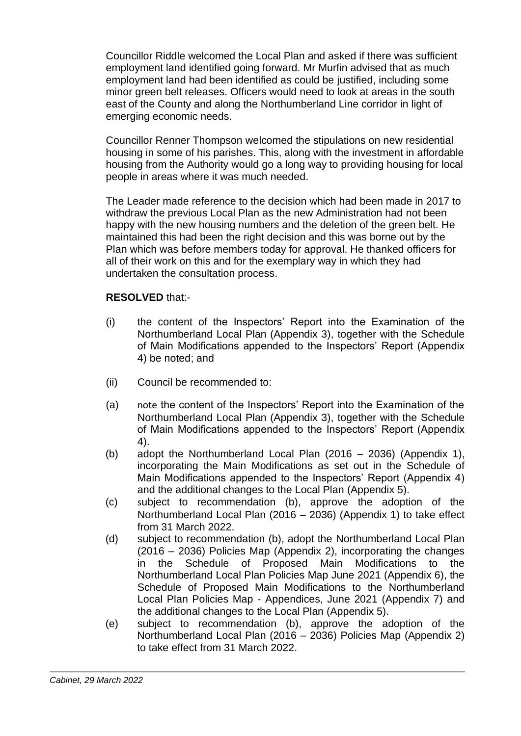Councillor Riddle welcomed the Local Plan and asked if there was sufficient employment land identified going forward. Mr Murfin advised that as much employment land had been identified as could be justified, including some minor green belt releases. Officers would need to look at areas in the south east of the County and along the Northumberland Line corridor in light of emerging economic needs.

Councillor Renner Thompson welcomed the stipulations on new residential housing in some of his parishes. This, along with the investment in affordable housing from the Authority would go a long way to providing housing for local people in areas where it was much needed.

The Leader made reference to the decision which had been made in 2017 to withdraw the previous Local Plan as the new Administration had not been happy with the new housing numbers and the deletion of the green belt. He maintained this had been the right decision and this was borne out by the Plan which was before members today for approval. He thanked officers for all of their work on this and for the exemplary way in which they had undertaken the consultation process.

**RESOLVED** that:-

(i) the content of the Inspectors' Report into the Examination of the Northumberland Local Plan (Appendix 3), together with the Schedule of Main Modifications appended to the Inspectors' Report (Appendix 4) be noted; and

(ii) Council be recommended to:

(a) note the content of the Inspectors' Report into the Examination of the Northumberland Local Plan (Appendix 3), together with the Schedule of Main Modifications appended to the Inspectors' Report (Appendix 4).

(b) adopt the Northumberland Local Plan (2016 – 2036) (Appendix 1), incorporating the Main Modifications as set out in the Schedule of Main Modifications appended to the Inspectors' Report (Appendix 4) and the additional changes to the Local Plan (Appendix 5).

(c) subject to recommendation (b), approve the adoption of the Northumberland Local Plan (2016 – 2036) (Appendix 1) to take effect from 31 March 2022.

(d) subject to recommendation (b), adopt the Northumberland Local Plan (2016 – 2036) Policies Map (Appendix 2), incorporating the changes in the Schedule of Proposed Main Modifications to the Northumberland Local Plan Policies Map June 2021 (Appendix 6), the Schedule of Proposed Main Modifications to the Northumberland Local Plan Policies Map - Appendices, June 2021 (Appendix 7) and the additional changes to the Local Plan (Appendix 5).

(e) subject to recommendation (b), approve the adoption of the Northumberland Local Plan (2016 – 2036) Policies Map (Appendix 2) to take effect from 31 March 2022.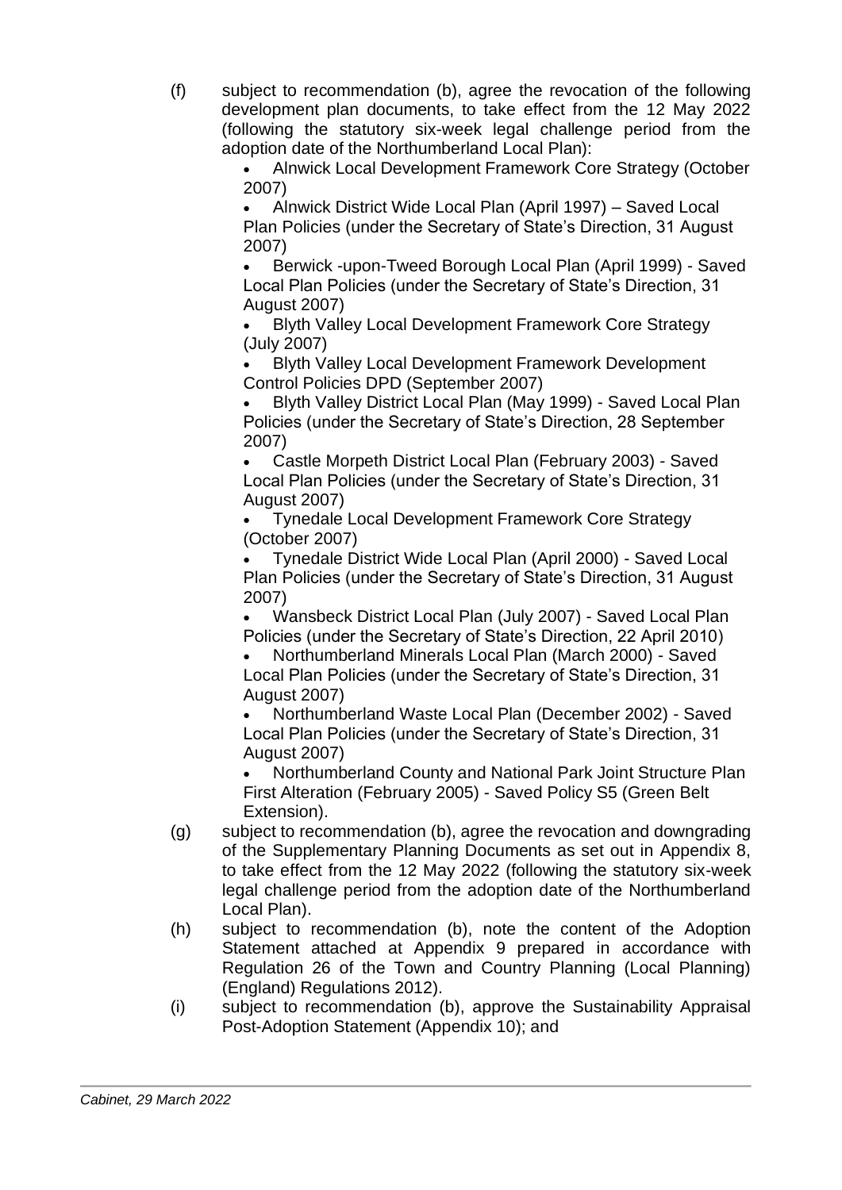(f) subject to recommendation (b), agree the revocation of the following development plan documents, to take effect from the 12 May 2022 (following the statutory six-week legal challenge period from the adoption date of the Northumberland Local Plan):

- Alnwick Local Development Framework Core Strategy (October 2007)
- Alnwick District Wide Local Plan (April 1997) – Saved Local Plan Policies (under the Secretary of State's Direction, 31 August 2007)
- Berwick -upon-Tweed Borough Local Plan (April 1999) - Saved Local Plan Policies (under the Secretary of State's Direction, 31 August 2007)
- Blyth Valley Local Development Framework Core Strategy (July 2007)
- Blyth Valley Local Development Framework Development Control Policies DPD (September 2007)
- Blyth Valley District Local Plan (May 1999) - Saved Local Plan Policies (under the Secretary of State's Direction, 28 September 2007)
- Castle Morpeth District Local Plan (February 2003) - Saved Local Plan Policies (under the Secretary of State's Direction, 31 August 2007)
- Tynedale Local Development Framework Core Strategy (October 2007)
- Tynedale District Wide Local Plan (April 2000) - Saved Local Plan Policies (under the Secretary of State's Direction, 31 August 2007)
- Wansbeck District Local Plan (July 2007) - Saved Local Plan Policies (under the Secretary of State's Direction, 22 April 2010)
- Northumberland Minerals Local Plan (March 2000) - Saved Local Plan Policies (under the Secretary of State's Direction, 31 August 2007)
- Northumberland Waste Local Plan (December 2002) - Saved Local Plan Policies (under the Secretary of State's Direction, 31 August 2007)
- Northumberland County and National Park Joint Structure Plan First Alteration (February 2005) - Saved Policy S5 (Green Belt Extension).

(g) subject to recommendation (b), agree the revocation and downgrading of the Supplementary Planning Documents as set out in Appendix 8, to take effect from the 12 May 2022 (following the statutory six-week legal challenge period from the adoption date of the Northumberland Local Plan).

(h) subject to recommendation (b), note the content of the Adoption Statement attached at Appendix 9 prepared in accordance with Regulation 26 of the Town and Country Planning (Local Planning) (England) Regulations 2012).

(i) subject to recommendation (b), approve the Sustainability Appraisal Post-Adoption Statement (Appendix 10); and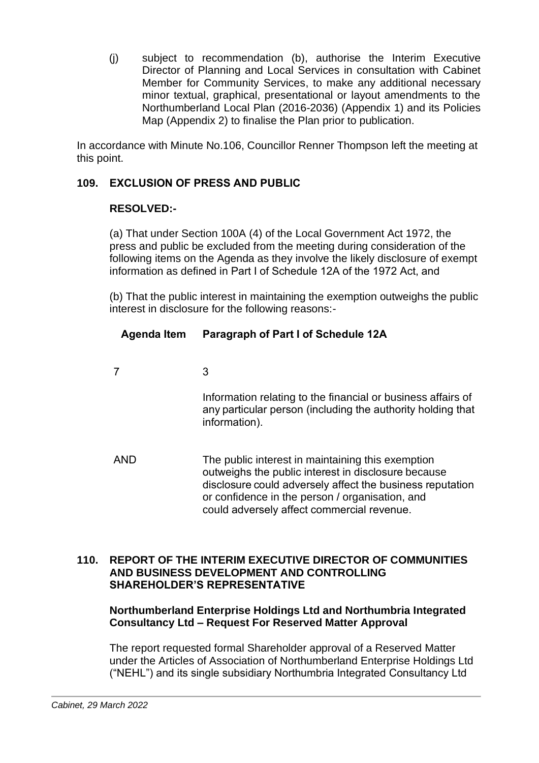(j) subject to recommendation (b), authorise the Interim Executive Director of Planning and Local Services in consultation with Cabinet Member for Community Services, to make any additional necessary minor textual, graphical, presentational or layout amendments to the Northumberland Local Plan (2016-2036) (Appendix 1) and its Policies Map (Appendix 2) to finalise the Plan prior to publication.

In accordance with Minute No.106, Councillor Renner Thompson left the meeting at this point.

## 109. EXCLUSION OF PRESS AND PUBLIC

**RESOLVED:-**

(a) That under Section 100A (4) of the Local Government Act 1972, the press and public be excluded from the meeting during consideration of the following items on the Agenda as they involve the likely disclosure of exempt information as defined in Part I of Schedule 12A of the 1972 Act, and

(b) That the public interest in maintaining the exemption outweighs the public interest in disclosure for the following reasons:-

| Agenda Item | Paragraph of Part I of Schedule 12A |
|---|---|
| 7 | 3<br><br>Information relating to the financial or business affairs of any particular person (including the authority holding that information). |
| AND | The public interest in maintaining this exemption outweighs the public interest in disclosure because disclosure could adversely affect the business reputation or confidence in the person / organisation, and could adversely affect commercial revenue. |

## 110. REPORT OF THE INTERIM EXECUTIVE DIRECTOR OF COMMUNITIES AND BUSINESS DEVELOPMENT AND CONTROLLING SHAREHOLDER'S REPRESENTATIVE

**Northumberland Enterprise Holdings Ltd and Northumbria Integrated Consultancy Ltd – Request For Reserved Matter Approval**

The report requested formal Shareholder approval of a Reserved Matter under the Articles of Association of Northumberland Enterprise Holdings Ltd ("NEHL") and its single subsidiary Northumbria Integrated Consultancy Ltd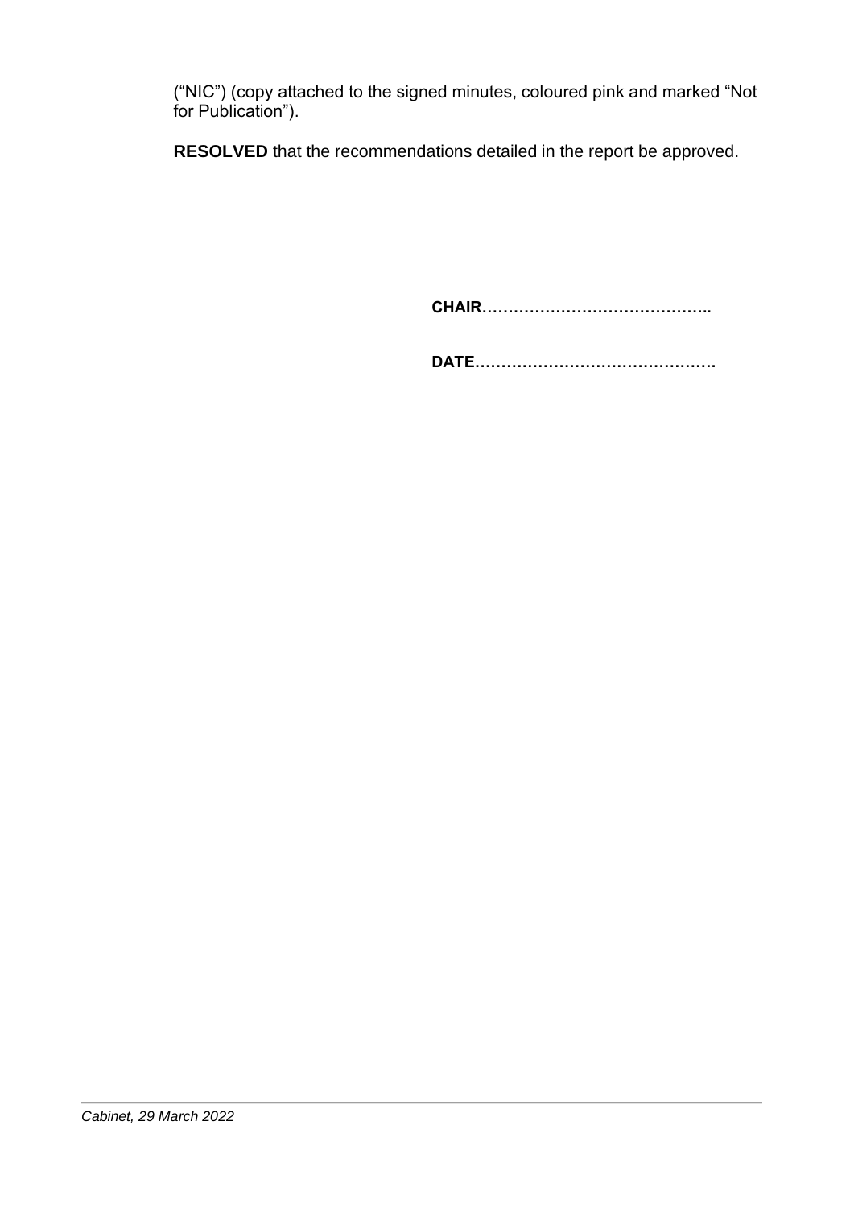("NIC") (copy attached to the signed minutes, coloured pink and marked "Not for Publication").

**RESOLVED** that the recommendations detailed in the report be approved.

**CHAIR……………………………………..**

**DATE………………………………………**